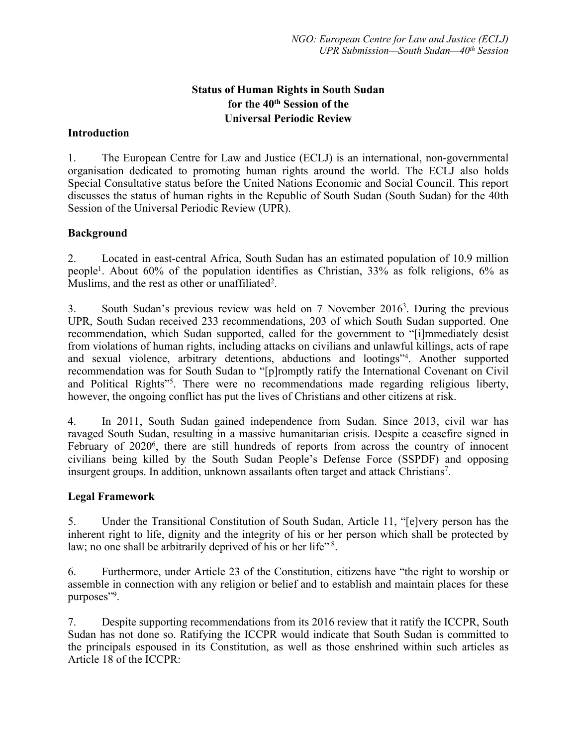# Status of Human Rights in South Sudan for the 40th Session of the Universal Periodic Review

## Introduction

1. The European Centre for Law and Justice (ECLJ) is an international, non-governmental organisation dedicated to promoting human rights around the world. The ECLJ also holds Special Consultative status before the United Nations Economic and Social Council. This report discusses the status of human rights in the Republic of South Sudan (South Sudan) for the 40th Session of the Universal Periodic Review (UPR).

## Background

2. Located in east-central Africa, South Sudan has an estimated population of 10.9 million people[1]. About 60% of the population identifies as Christian, 33% as folk religions, 6% as Muslims, and the rest as other or unaffiliated[2].

3. South Sudan's previous review was held on 7 November 2016[3]. During the previous UPR, South Sudan received 233 recommendations, 203 of which South Sudan supported. One recommendation, which Sudan supported, called for the government to "[i]mmediately desist from violations of human rights, including attacks on civilians and unlawful killings, acts of rape and sexual violence, arbitrary detentions, abductions and lootings"[4]. Another supported recommendation was for South Sudan to "[p]romptly ratify the International Covenant on Civil and Political Rights"[5]. There were no recommendations made regarding religious liberty, however, the ongoing conflict has put the lives of Christians and other citizens at risk.

4. In 2011, South Sudan gained independence from Sudan. Since 2013, civil war has ravaged South Sudan, resulting in a massive humanitarian crisis. Despite a ceasefire signed in February of 2020[6], there are still hundreds of reports from across the country of innocent civilians being killed by the South Sudan People's Defense Force (SSPDF) and opposing insurgent groups. In addition, unknown assailants often target and attack Christians[7].

## Legal Framework

5. Under the Transitional Constitution of South Sudan, Article 11, "[e]very person has the inherent right to life, dignity and the integrity of his or her person which shall be protected by law; no one shall be arbitrarily deprived of his or her life" [8].

6. Furthermore, under Article 23 of the Constitution, citizens have "the right to worship or assemble in connection with any religion or belief and to establish and maintain places for these purposes"[9].

7. Despite supporting recommendations from its 2016 review that it ratify the ICCPR, South Sudan has not done so. Ratifying the ICCPR would indicate that South Sudan is committed to the principals espoused in its Constitution, as well as those enshrined within such articles as Article 18 of the ICCPR: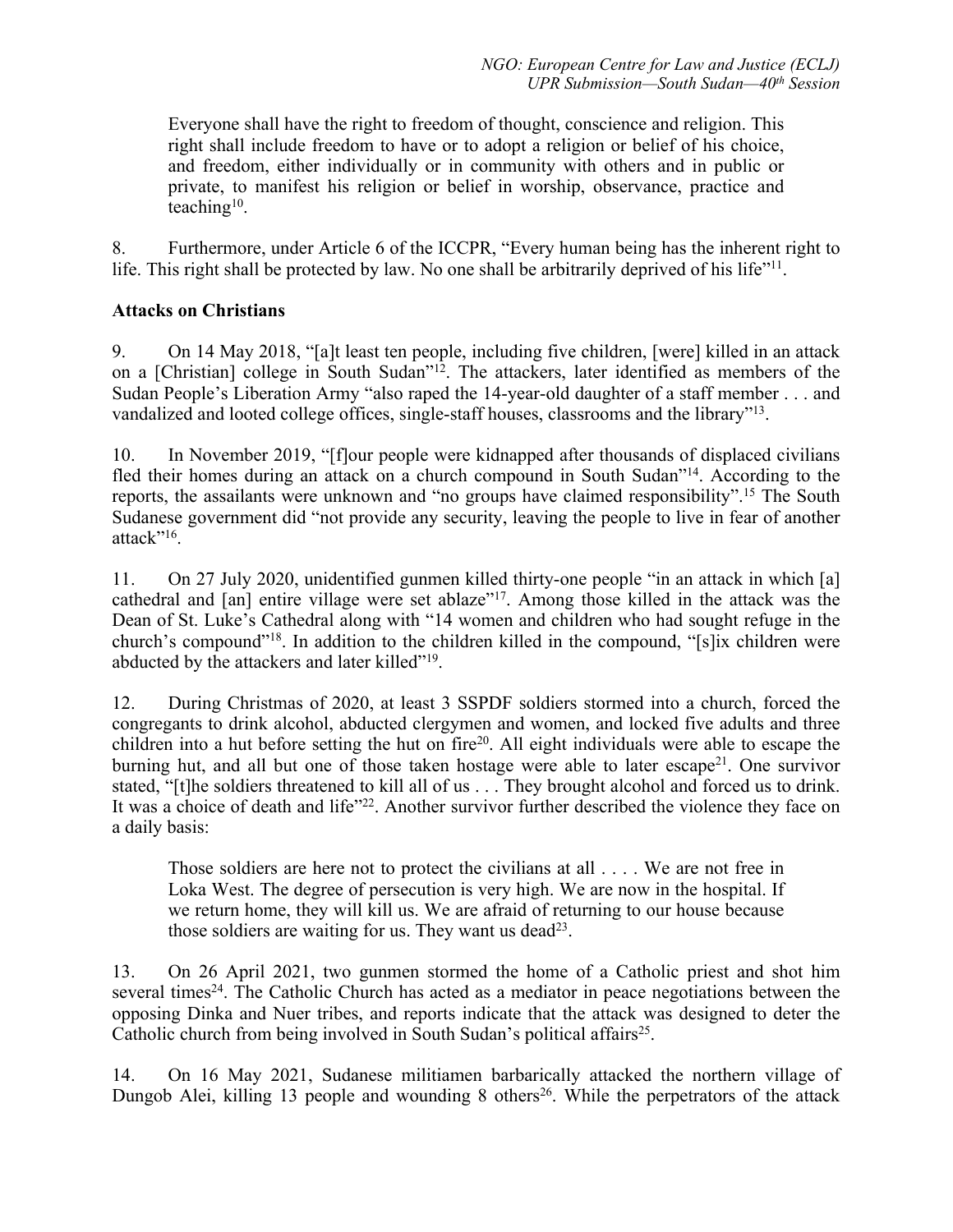> Everyone shall have the right to freedom of thought, conscience and religion. This right shall include freedom to have or to adopt a religion or belief of his choice, and freedom, either individually or in community with others and in public or private, to manifest his religion or belief in worship, observance, practice and teaching[10].

8. Furthermore, under Article 6 of the ICCPR, "Every human being has the inherent right to life. This right shall be protected by law. No one shall be arbitrarily deprived of his life"[11].

**Attacks on Christians**

9. On 14 May 2018, "[a]t least ten people, including five children, [were] killed in an attack on a [Christian] college in South Sudan"[12]. The attackers, later identified as members of the Sudan People's Liberation Army "also raped the 14-year-old daughter of a staff member . . . and vandalized and looted college offices, single-staff houses, classrooms and the library"[13].

10. In November 2019, "[f]our people were kidnapped after thousands of displaced civilians fled their homes during an attack on a church compound in South Sudan"[14]. According to the reports, the assailants were unknown and "no groups have claimed responsibility".[15] The South Sudanese government did "not provide any security, leaving the people to live in fear of another attack"[16].

11. On 27 July 2020, unidentified gunmen killed thirty-one people "in an attack in which [a] cathedral and [an] entire village were set ablaze"[17]. Among those killed in the attack was the Dean of St. Luke's Cathedral along with "14 women and children who had sought refuge in the church's compound"[18]. In addition to the children killed in the compound, "[s]ix children were abducted by the attackers and later killed"[19].

12. During Christmas of 2020, at least 3 SSPDF soldiers stormed into a church, forced the congregants to drink alcohol, abducted clergymen and women, and locked five adults and three children into a hut before setting the hut on fire[20]. All eight individuals were able to escape the burning hut, and all but one of those taken hostage were able to later escape[21]. One survivor stated, "[t]he soldiers threatened to kill all of us . . . They brought alcohol and forced us to drink. It was a choice of death and life"[22]. Another survivor further described the violence they face on a daily basis:

> Those soldiers are here not to protect the civilians at all . . . . We are not free in Loka West. The degree of persecution is very high. We are now in the hospital. If we return home, they will kill us. We are afraid of returning to our house because those soldiers are waiting for us. They want us dead[23].

13. On 26 April 2021, two gunmen stormed the home of a Catholic priest and shot him several times[24]. The Catholic Church has acted as a mediator in peace negotiations between the opposing Dinka and Nuer tribes, and reports indicate that the attack was designed to deter the Catholic church from being involved in South Sudan's political affairs[25].

14. On 16 May 2021, Sudanese militiamen barbarically attacked the northern village of Dungob Alei, killing 13 people and wounding 8 others[26]. While the perpetrators of the attack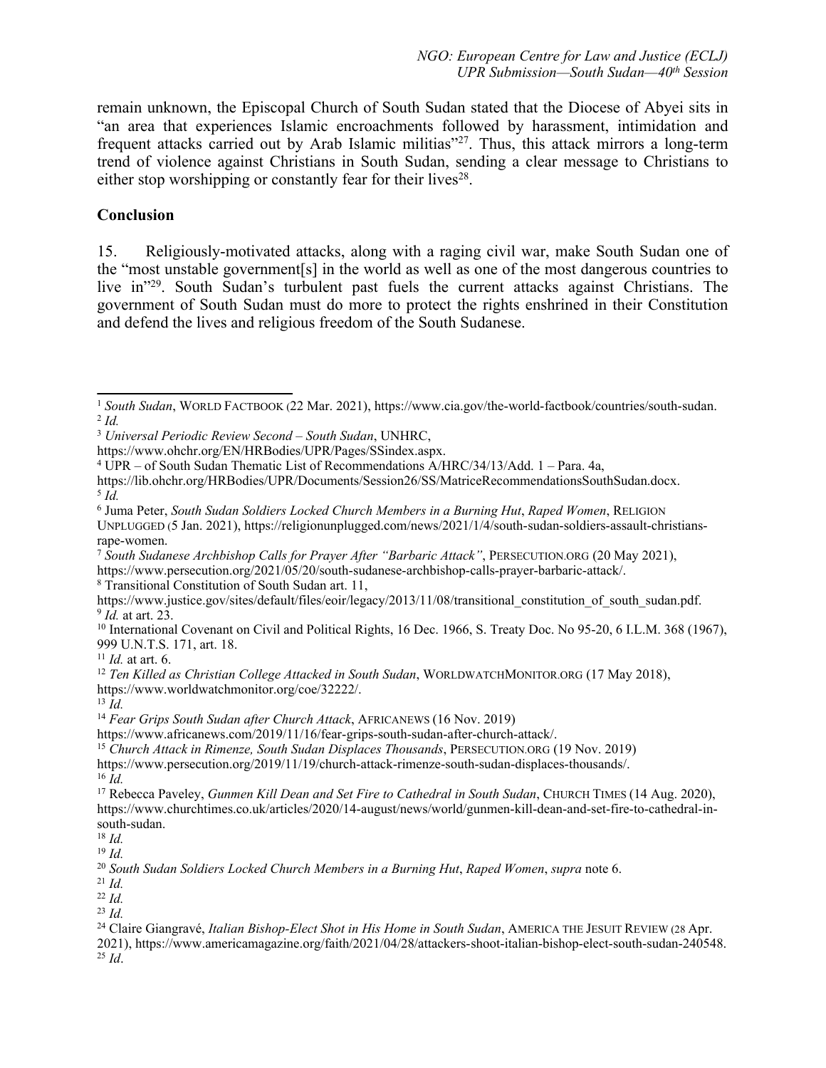remain unknown, the Episcopal Church of South Sudan stated that the Diocese of Abyei sits in "an area that experiences Islamic encroachments followed by harassment, intimidation and frequent attacks carried out by Arab Islamic militias"[27]. Thus, this attack mirrors a long-term trend of violence against Christians in South Sudan, sending a clear message to Christians to either stop worshipping or constantly fear for their lives[28].

**Conclusion**

15. Religiously-motivated attacks, along with a raging civil war, make South Sudan one of the "most unstable government[s] in the world as well as one of the most dangerous countries to live in"[29]. South Sudan's turbulent past fuels the current attacks against Christians. The government of South Sudan must do more to protect the rights enshrined in their Constitution and defend the lives and religious freedom of the South Sudanese.

---

[1] *South Sudan*, WORLD FACTBOOK (22 Mar. 2021), https://www.cia.gov/the-world-factbook/countries/south-sudan.
[2] *Id.*
[3] *Universal Periodic Review Second – South Sudan*, UNHRC, https://www.ohchr.org/EN/HRBodies/UPR/Pages/SSindex.aspx.
[4] UPR – of South Sudan Thematic List of Recommendations A/HRC/34/13/Add. 1 – Para. 4a, https://lib.ohchr.org/HRBodies/UPR/Documents/Session26/SS/MatriceRecommendationsSouthSudan.docx.
[5] *Id.*
[6] Juma Peter, *South Sudan Soldiers Locked Church Members in a Burning Hut*, *Raped Women*, RELIGION UNPLUGGED (5 Jan. 2021), https://religionunplugged.com/news/2021/1/4/south-sudan-soldiers-assault-christians-rape-women.
[7] *South Sudanese Archbishop Calls for Prayer After "Barbaric Attack"*, PERSECUTION.ORG (20 May 2021), https://www.persecution.org/2021/05/20/south-sudanese-archbishop-calls-prayer-barbaric-attack/.
[8] Transitional Constitution of South Sudan art. 11, https://www.justice.gov/sites/default/files/eoir/legacy/2013/11/08/transitional_constitution_of_south_sudan.pdf.
[9] *Id.* at art. 23.
[10] International Covenant on Civil and Political Rights, 16 Dec. 1966, S. Treaty Doc. No 95-20, 6 I.L.M. 368 (1967), 999 U.N.T.S. 171, art. 18.
[11] *Id.* at art. 6.
[12] *Ten Killed as Christian College Attacked in South Sudan*, WORLDWATCHMONITOR.ORG (17 May 2018), https://www.worldwatchmonitor.org/coe/32222/.
[13] *Id.*
[14] *Fear Grips South Sudan after Church Attack*, AFRICANEWS (16 Nov. 2019) https://www.africanews.com/2019/11/16/fear-grips-south-sudan-after-church-attack/.
[15] *Church Attack in Rimenze, South Sudan Displaces Thousands*, PERSECUTION.ORG (19 Nov. 2019) https://www.persecution.org/2019/11/19/church-attack-rimenze-south-sudan-displaces-thousands/.
[16] *Id.*
[17] Rebecca Paveley, *Gunmen Kill Dean and Set Fire to Cathedral in South Sudan*, CHURCH TIMES (14 Aug. 2020), https://www.churchtimes.co.uk/articles/2020/14-august/news/world/gunmen-kill-dean-and-set-fire-to-cathedral-in-south-sudan.
[18] *Id.*
[19] *Id.*
[20] *South Sudan Soldiers Locked Church Members in a Burning Hut*, *Raped Women*, *supra* note 6.
[21] *Id.*
[22] *Id.*
[23] *Id.*
[24] Claire Giangravé, *Italian Bishop-Elect Shot in His Home in South Sudan*, AMERICA THE JESUIT REVIEW (28 Apr. 2021), https://www.americamagazine.org/faith/2021/04/28/attackers-shoot-italian-bishop-elect-south-sudan-240548.
[25] *Id*.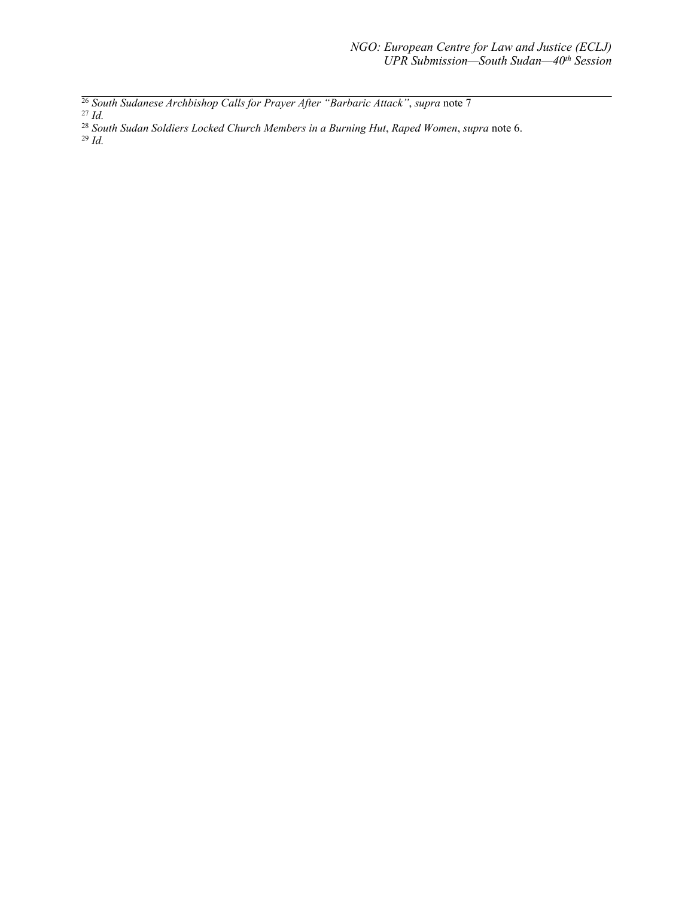[26] *South Sudanese Archbishop Calls for Prayer After "Barbaric Attack"*, *supra* note 7

[27] *Id.*

[28] *South Sudan Soldiers Locked Church Members in a Burning Hut*, *Raped Women*, *supra* note 6.

[29] *Id.*